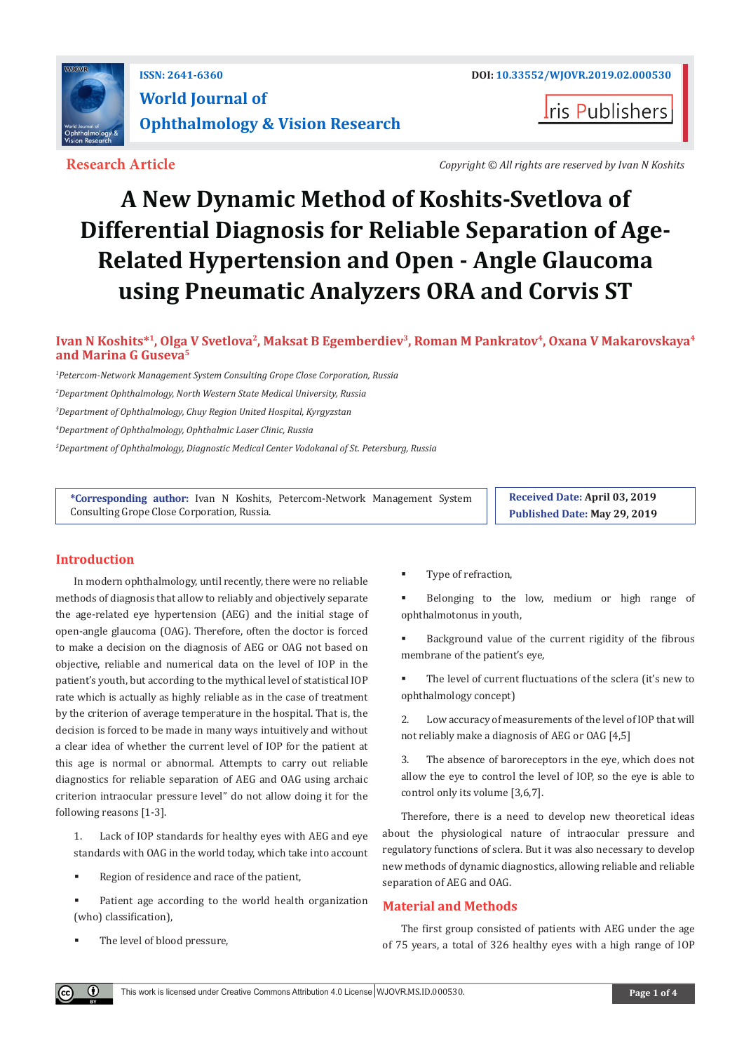ISSN: 2641-6360

DOI: 10.33552/WJOVR.2019.02.000530

**World Journal of Ophthalmology & Vision Research**

Iris Publishers

**Research Article**

*Copyright © All rights are reserved by Ivan N Koshits*

# A New Dynamic Method of Koshits-Svetlova of Differential Diagnosis for Reliable Separation of Age-Related Hypertension and Open - Angle Glaucoma using Pneumatic Analyzers ORA and Corvis ST

**Ivan N Koshits*[1], Olga V Svetlova[2], Maksat B Egemberdiev[3], Roman M Pankratov[4], Oxana V Makarovskaya[4] and Marina G Guseva[5]**

[1]*Petercom-Network Management System Consulting Grope Close Corporation, Russia*

[2]*Department Ophthalmology, North Western State Medical University, Russia*

[3]*Department of Ophthalmology, Chuy Region United Hospital, Kyrgyzstan*

[4]*Department of Ophthalmology, Ophthalmic Laser Clinic, Russia*

[5]*Department of Ophthalmology, Diagnostic Medical Center Vodokanal of St. Petersburg, Russia*

**\*Corresponding author:** Ivan N Koshits, Petercom-Network Management System Consulting Grope Close Corporation, Russia.

**Received Date:** April 03, 2019

**Published Date:** May 29, 2019

## Introduction

In modern ophthalmology, until recently, there were no reliable methods of diagnosis that allow to reliably and objectively separate the age-related eye hypertension (AEG) and the initial stage of open-angle glaucoma (OAG). Therefore, often the doctor is forced to make a decision on the diagnosis of AEG or OAG not based on objective, reliable and numerical data on the level of IOP in the patient's youth, but according to the mythical level of statistical IOP rate which is actually as highly reliable as in the case of treatment by the criterion of average temperature in the hospital. That is, the decision is forced to be made in many ways intuitively and without a clear idea of whether the current level of IOP for the patient at this age is normal or abnormal. Attempts to carry out reliable diagnostics for reliable separation of AEG and OAG using archaic criterion intraocular pressure level" do not allow doing it for the following reasons [1-3].

1. Lack of IOP standards for healthy eyes with AEG and eye standards with OAG in the world today, which take into account
   - Region of residence and race of the patient,
   - Patient age according to the world health organization (who) classification),
   - The level of blood pressure,
   - Type of refraction,
   - Belonging to the low, medium or high range of ophthalmotonus in youth,
   - Background value of the current rigidity of the fibrous membrane of the patient's eye,
   - The level of current fluctuations of the sclera (it's new to ophthalmology concept)
2. Low accuracy of measurements of the level of IOP that will not reliably make a diagnosis of AEG or OAG [4,5]
3. The absence of baroreceptors in the eye, which does not allow the eye to control the level of IOP, so the eye is able to control only its volume [3,6,7].

Therefore, there is a need to develop new theoretical ideas about the physiological nature of intraocular pressure and regulatory functions of sclera. But it was also necessary to develop new methods of dynamic diagnostics, allowing reliable and reliable separation of AEG and OAG.

## Material and Methods

The first group consisted of patients with AEG under the age of 75 years, a total of 326 healthy eyes with a high range of IOP

This work is licensed under Creative Commons Attribution 4.0 License WJOVR.MS.ID.000530.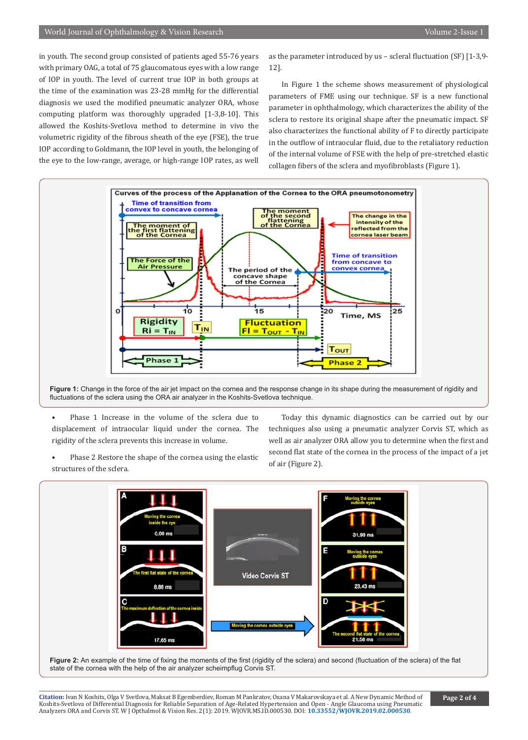in youth. The second group consisted of patients aged 55-76 years with primary OAG, a total of 75 glaucomatous eyes with a low range of IOP in youth. The level of current true IOP in both groups at the time of the examination was 23-28 mmHg for the differential diagnosis we used the modified pneumatic analyzer ORA, whose computing platform was thoroughly upgraded [1-3,8-10]. This allowed the Koshits-Svetlova method to determine in vivo the volumetric rigidity of the fibrous sheath of the eye (FSE), the true IOP according to Goldmann, the IOP level in youth, the belonging of the eye to the low-range, average, or high-range IOP rates, as well as the parameter introduced by us – scleral fluctuation (SF) [1-3,9-12].

In Figure 1 the scheme shows measurement of physiological parameters of FME using our technique. SF is a new functional parameter in ophthalmology, which characterizes the ability of the sclera to restore its original shape after the pneumatic impact. SF also characterizes the functional ability of F to directly participate in the outflow of intraocular fluid, due to the retaliatory reduction of the internal volume of FSE with the help of pre-stretched elastic collagen fibers of the sclera and myofibroblasts (Figure 1).

**Figure 1:** Change in the force of the air jet impact on the cornea and the response change in its shape during the measurement of rigidity and fluctuations of the sclera using the ORA air analyzer in the Koshits-Svetlova technique.

- Phase 1 Increase in the volume of the sclera due to displacement of intraocular liquid under the cornea. The rigidity of the sclera prevents this increase in volume.
- Phase 2 Restore the shape of the cornea using the elastic structures of the sclera.

Today this dynamic diagnostics can be carried out by our techniques also using a pneumatic analyzer Corvis ST, which as well as air analyzer ORA allow you to determine when the first and second flat state of the cornea in the process of the impact of a jet of air (Figure 2).

**Figure 2:** An example of the time of fixing the moments of the first (rigidity of the sclera) and second (fluctuation of the sclera) of the flat state of the cornea with the help of the air analyzer scheimpflug Corvis ST.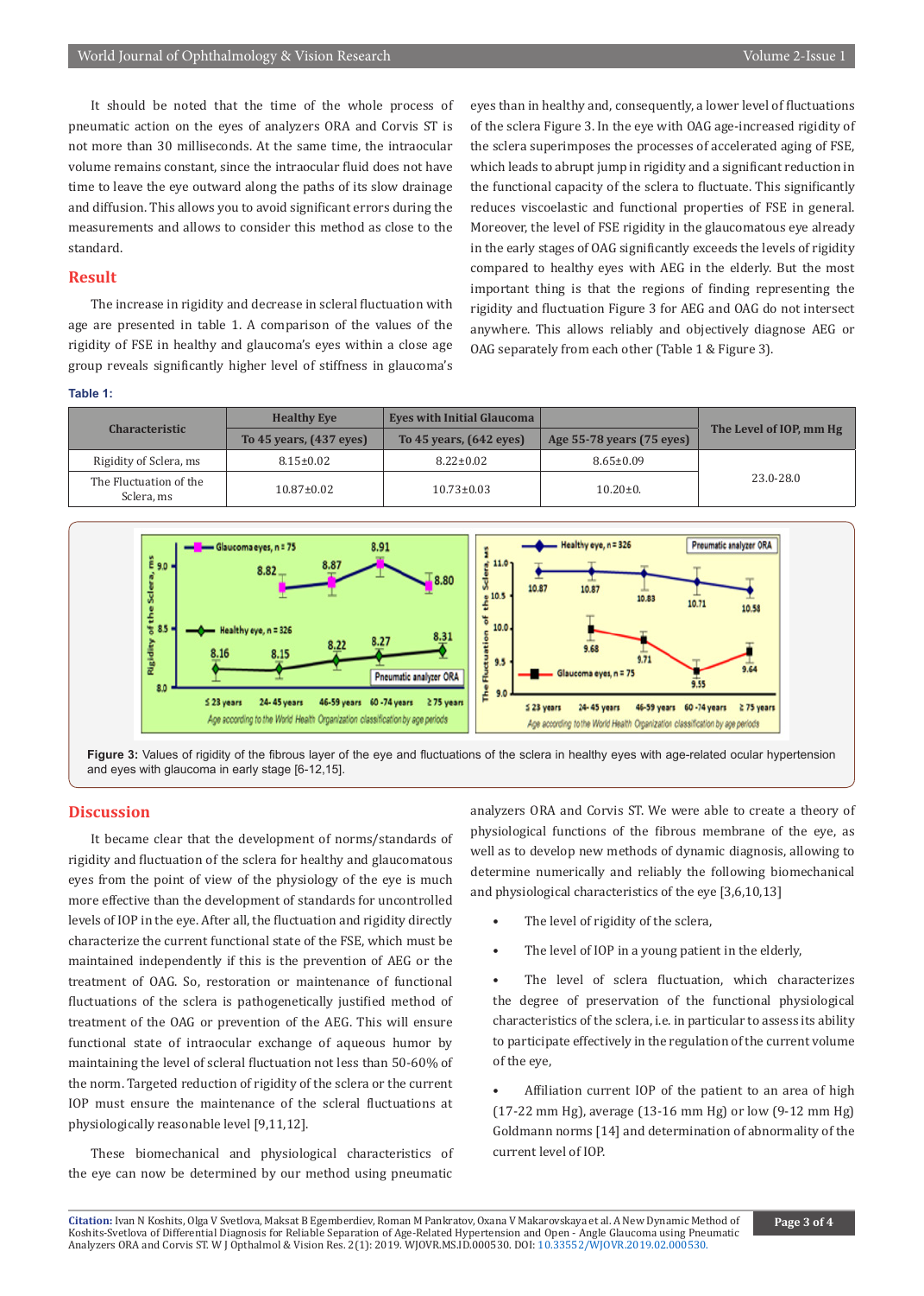It should be noted that the time of the whole process of pneumatic action on the eyes of analyzers ORA and Corvis ST is not more than 30 milliseconds. At the same time, the intraocular volume remains constant, since the intraocular fluid does not have time to leave the eye outward along the paths of its slow drainage and diffusion. This allows you to avoid significant errors during the measurements and allows to consider this method as close to the standard.

## Result

The increase in rigidity and decrease in scleral fluctuation with age are presented in table 1. A comparison of the values of the rigidity of FSE in healthy and glaucoma's eyes within a close age group reveals significantly higher level of stiffness in glaucoma's eyes than in healthy and, consequently, a lower level of fluctuations of the sclera Figure 3. In the eye with OAG age-increased rigidity of the sclera superimposes the processes of accelerated aging of FSE, which leads to abrupt jump in rigidity and a significant reduction in the functional capacity of the sclera to fluctuate. This significantly reduces viscoelastic and functional properties of FSE in general. Moreover, the level of FSE rigidity in the glaucomatous eye already in the early stages of OAG significantly exceeds the levels of rigidity compared to healthy eyes with AEG in the elderly. But the most important thing is that the regions of finding representing the rigidity and fluctuation Figure 3 for AEG and OAG do not intersect anywhere. This allows reliably and objectively diagnose AEG or OAG separately from each other (Table 1 & Figure 3).

**Table 1:**

| Characteristic | Healthy Eye | Eyes with Initial Glaucoma | | The Level of IOP, mm Hg |
|---|---|---|---|---|
| | To 45 years, (437 eyes) | To 45 years, (642 eyes) | Age 55-78 years (75 eyes) | |
| Rigidity of Sclera, ms | 8.15±0.02 | 8.22±0.02 | 8.65±0.09 | 23.0-28.0 |
| The Fluctuation of the Sclera, ms | 10.87±0.02 | 10.73±0.03 | 10.20±0. | |

**Figure 3:** Values of rigidity of the fibrous layer of the eye and fluctuations of the sclera in healthy eyes with age-related ocular hypertension and eyes with glaucoma in early stage [6-12,15].

## Discussion

It became clear that the development of norms/standards of rigidity and fluctuation of the sclera for healthy and glaucomatous eyes from the point of view of the physiology of the eye is much more effective than the development of standards for uncontrolled levels of IOP in the eye. After all, the fluctuation and rigidity directly characterize the current functional state of the FSE, which must be maintained independently if this is the prevention of AEG or the treatment of OAG. So, restoration or maintenance of functional fluctuations of the sclera is pathogenetically justified method of treatment of the OAG or prevention of the AEG. This will ensure functional state of intraocular exchange of aqueous humor by maintaining the level of scleral fluctuation not less than 50-60% of the norm. Targeted reduction of rigidity of the sclera or the current IOP must ensure the maintenance of the scleral fluctuations at physiologically reasonable level [9,11,12].

These biomechanical and physiological characteristics of the eye can now be determined by our method using pneumatic analyzers ORA and Corvis ST. We were able to create a theory of physiological functions of the fibrous membrane of the eye, as well as to develop new methods of dynamic diagnosis, allowing to determine numerically and reliably the following biomechanical and physiological characteristics of the eye [3,6,10,13]

- The level of rigidity of the sclera,
- The level of IOP in a young patient in the elderly,
- The level of sclera fluctuation, which characterizes the degree of preservation of the functional physiological characteristics of the sclera, i.e. in particular to assess its ability to participate effectively in the regulation of the current volume of the eye,
- Affiliation current IOP of the patient to an area of high (17-22 mm Hg), average (13-16 mm Hg) or low (9-12 mm Hg) Goldmann norms [14] and determination of abnormality of the current level of IOP.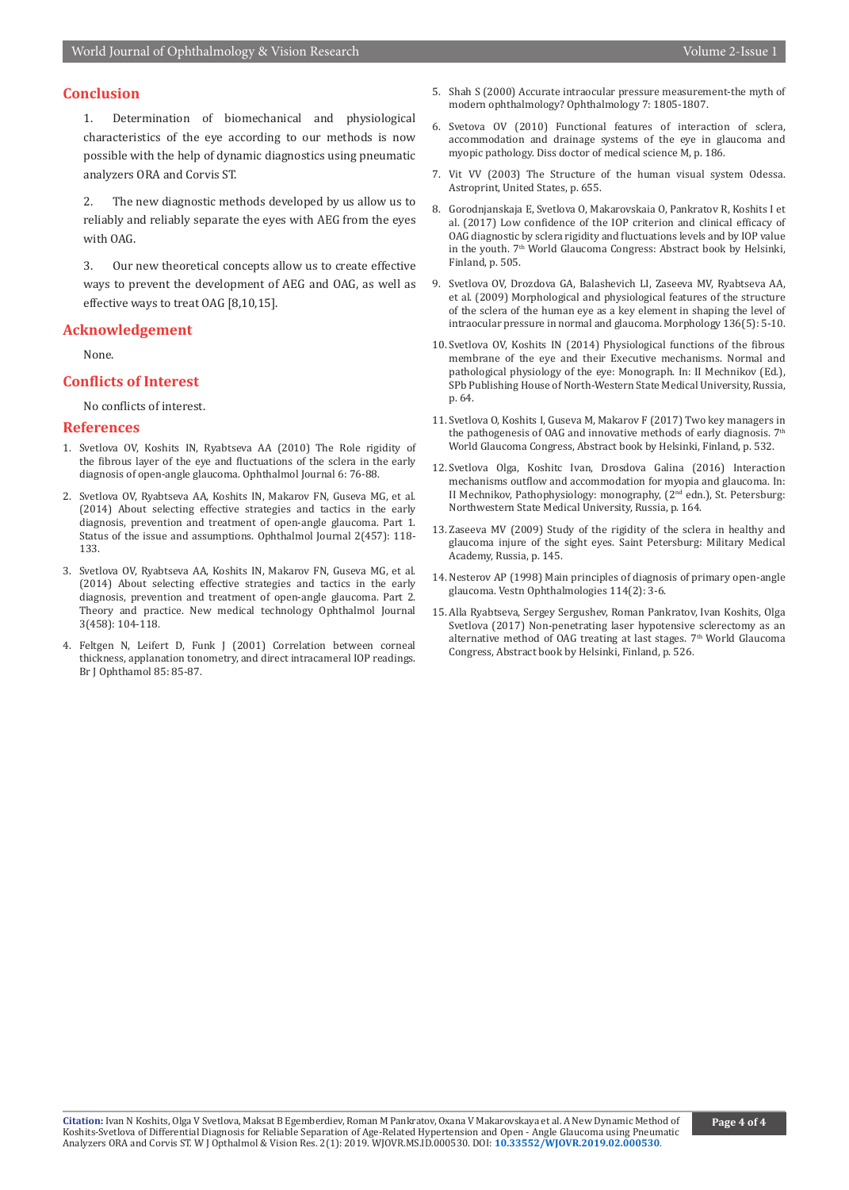## Conclusion

1. Determination of biomechanical and physiological characteristics of the eye according to our methods is now possible with the help of dynamic diagnostics using pneumatic analyzers ORA and Corvis ST.

2. The new diagnostic methods developed by us allow us to reliably and reliably separate the eyes with AEG from the eyes with OAG.

3. Our new theoretical concepts allow us to create effective ways to prevent the development of AEG and OAG, as well as effective ways to treat OAG [8,10,15].

## Acknowledgement

None.

## Conflicts of Interest

No conflicts of interest.

## References

1. Svetlova OV, Koshits IN, Ryabtseva AA (2010) The Role rigidity of the fibrous layer of the eye and fluctuations of the sclera in the early diagnosis of open-angle glaucoma. Ophthalmol Journal 6: 76-88.
2. Svetlova OV, Ryabtseva AA, Koshits IN, Makarov FN, Guseva MG, et al. (2014) About selecting effective strategies and tactics in the early diagnosis, prevention and treatment of open-angle glaucoma. Part 1. Status of the issue and assumptions. Ophthalmol Journal 2(457): 118-133.
3. Svetlova OV, Ryabtseva AA, Koshits IN, Makarov FN, Guseva MG, et al. (2014) About selecting effective strategies and tactics in the early diagnosis, prevention and treatment of open-angle glaucoma. Part 2. Theory and practice. New medical technology Ophthalmol Journal 3(458): 104-118.
4. Feltgen N, Leifert D, Funk J (2001) Correlation between corneal thickness, applanation tonometry, and direct intracameral IOP readings. Br J Ophthamol 85: 85-87.
5. Shah S (2000) Accurate intraocular pressure measurement-the myth of modern ophthalmology? Ophthalmology 7: 1805-1807.
6. Svetova OV (2010) Functional features of interaction of sclera, accommodation and drainage systems of the eye in glaucoma and myopic pathology. Diss doctor of medical science M, p. 186.
7. Vit VV (2003) The Structure of the human visual system Odessa. Astroprint, United States, p. 655.
8. Gorodnjanskaja E, Svetlova O, Makarovskaia O, Pankratov R, Koshits I et al. (2017) Low confidence of the IOP criterion and clinical efficacy of OAG diagnostic by sclera rigidity and fluctuations levels and by IOP value in the youth. 7th World Glaucoma Congress: Abstract book by Helsinki, Finland, p. 505.
9. Svetlova OV, Drozdova GA, Balashevich LI, Zaseeva MV, Ryabtseva AA, et al. (2009) Morphological and physiological features of the structure of the sclera of the human eye as a key element in shaping the level of intraocular pressure in normal and glaucoma. Morphology 136(5): 5-10.
10. Svetlova OV, Koshits IN (2014) Physiological functions of the fibrous membrane of the eye and their Executive mechanisms. Normal and pathological physiology of the eye: Monograph. In: II Mechnikov (Ed.), SPb Publishing House of North-Western State Medical University, Russia, p. 64.
11. Svetlova O, Koshits I, Guseva M, Makarov F (2017) Two key managers in the pathogenesis of OAG and innovative methods of early diagnosis. 7th World Glaucoma Congress, Abstract book by Helsinki, Finland, p. 532.
12. Svetlova Olga, Koshitc Ivan, Drosdova Galina (2016) Interaction mechanisms outflow and accommodation for myopia and glaucoma. In: II Mechnikov, Pathophysiology: monography, (2nd edn.), St. Petersburg: Northwestern State Medical University, Russia, p. 164.
13. Zaseeva MV (2009) Study of the rigidity of the sclera in healthy and glaucoma injure of the sight eyes. Saint Petersburg: Military Medical Academy, Russia, p. 145.
14. Nesterov AP (1998) Main principles of diagnosis of primary open-angle glaucoma. Vestn Ophthalmologies 114(2): 3-6.
15. Alla Ryabtseva, Sergey Sergushev, Roman Pankratov, Ivan Koshits, Olga Svetlova (2017) Non-penetrating laser hypotensive sclerectomy as an alternative method of OAG treating at last stages. 7th World Glaucoma Congress, Abstract book by Helsinki, Finland, p. 526.